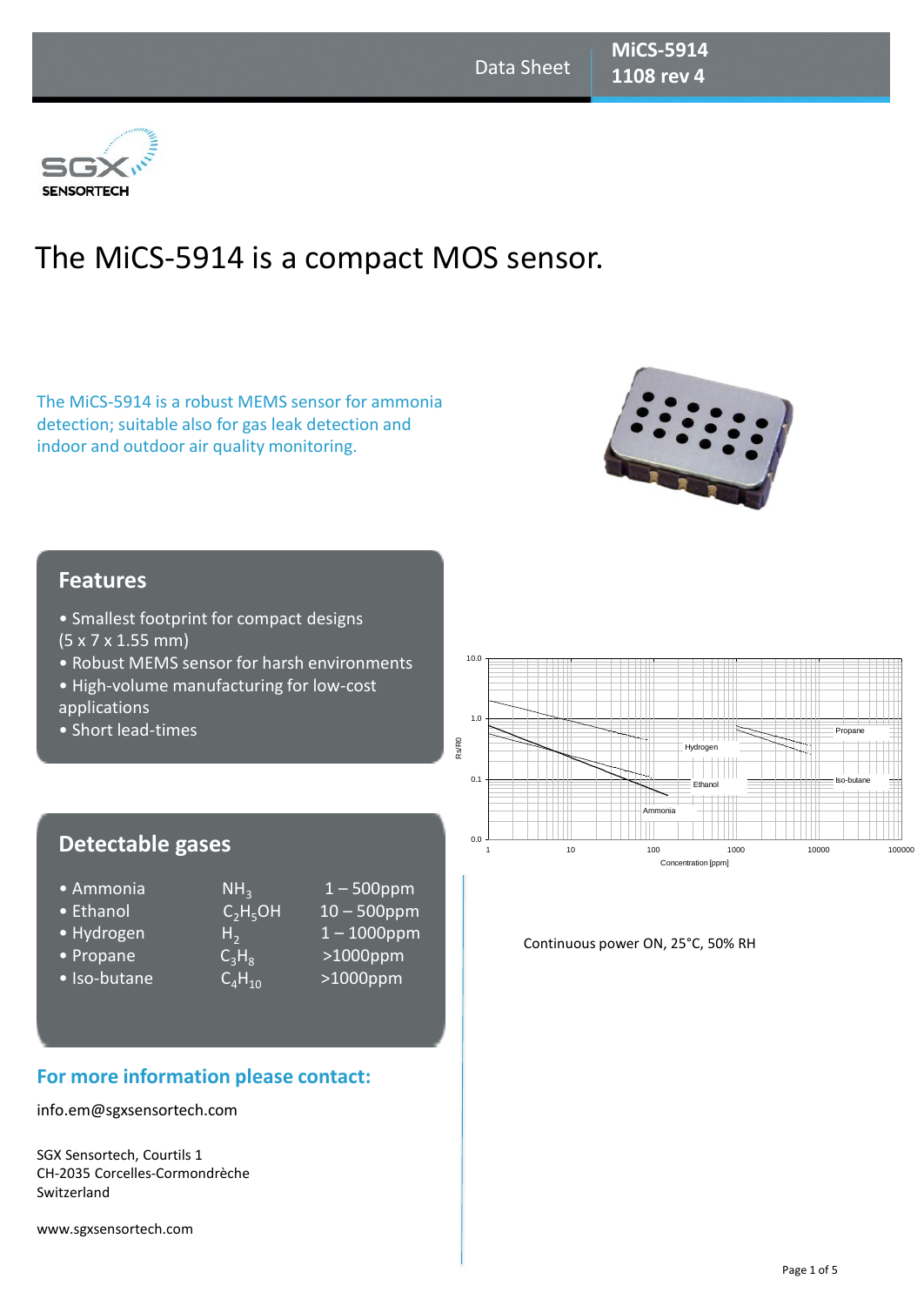Data Sheet

**MiCS-5914**
**1108 rev 4**

SGX SENSORTECH

# The MiCS-5914 is a compact MOS sensor.

The MiCS-5914 is a robust MEMS sensor for ammonia detection; suitable also for gas leak detection and indoor and outdoor air quality monitoring.

## Features

- Smallest footprint for compact designs (5 x 7 x 1.55 mm)
- Robust MEMS sensor for harsh environments
- High-volume manufacturing for low-cost applications
- Short lead-times

## Detectable gases

| Gas | Formula | Range |
|---|---|---|
| • Ammonia | $NH_3$ | 1 – 500ppm |
| • Ethanol | $C_2H_5OH$ | 10 – 500ppm |
| • Hydrogen | $H_2$ | 1 – 1000ppm |
| • Propane | $C_3H_8$ | >1000ppm |
| • Iso-butane | $C_4H_{10}$ | >1000ppm |

Continuous power ON, 25°C, 50% RH

## For more information please contact:

info.em@sgxsensortech.com

SGX Sensortech, Courtils 1
CH-2035 Corcelles-Cormondrèche
Switzerland

www.sgxsensortech.com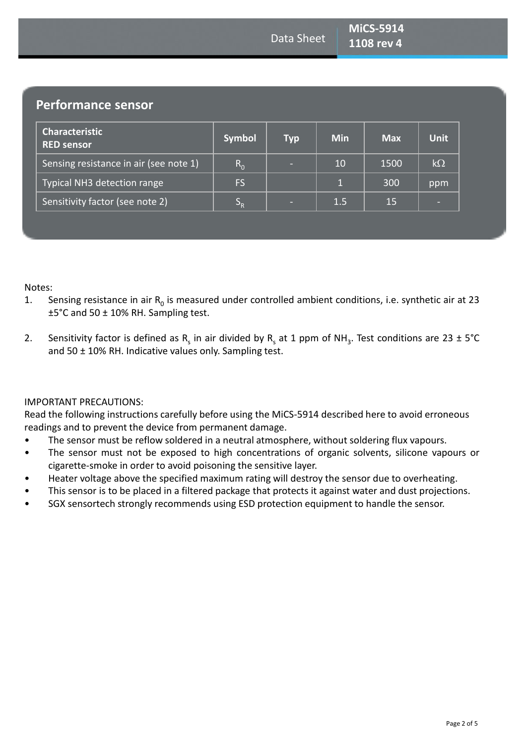## Performance sensor

| Characteristic RED sensor | Symbol | Typ | Min | Max | Unit |
|---|---|---|---|---|---|
| Sensing resistance in air (see note 1) | $R_0$ | - | 10 | 1500 | kΩ |
| Typical NH3 detection range | FS | | 1 | 300 | ppm |
| Sensitivity factor (see note 2) | $S_R$ | - | 1.5 | 15 | - |

Notes:

1. Sensing resistance in air $R_0$ is measured under controlled ambient conditions, i.e. synthetic air at 23 ±5°C and 50 ± 10% RH. Sampling test.

2. Sensitivity factor is defined as $R_s$ in air divided by $R_s$ at 1 ppm of $NH_3$. Test conditions are 23 ± 5°C and 50 ± 10% RH. Indicative values only. Sampling test.

IMPORTANT PRECAUTIONS:
Read the following instructions carefully before using the MiCS-5914 described here to avoid erroneous readings and to prevent the device from permanent damage.

- The sensor must be reflow soldered in a neutral atmosphere, without soldering flux vapours.
- The sensor must not be exposed to high concentrations of organic solvents, silicone vapours or cigarette-smoke in order to avoid poisoning the sensitive layer.
- Heater voltage above the specified maximum rating will destroy the sensor due to overheating.
- This sensor is to be placed in a filtered package that protects it against water and dust projections.
- SGX sensortech strongly recommends using ESD protection equipment to handle the sensor.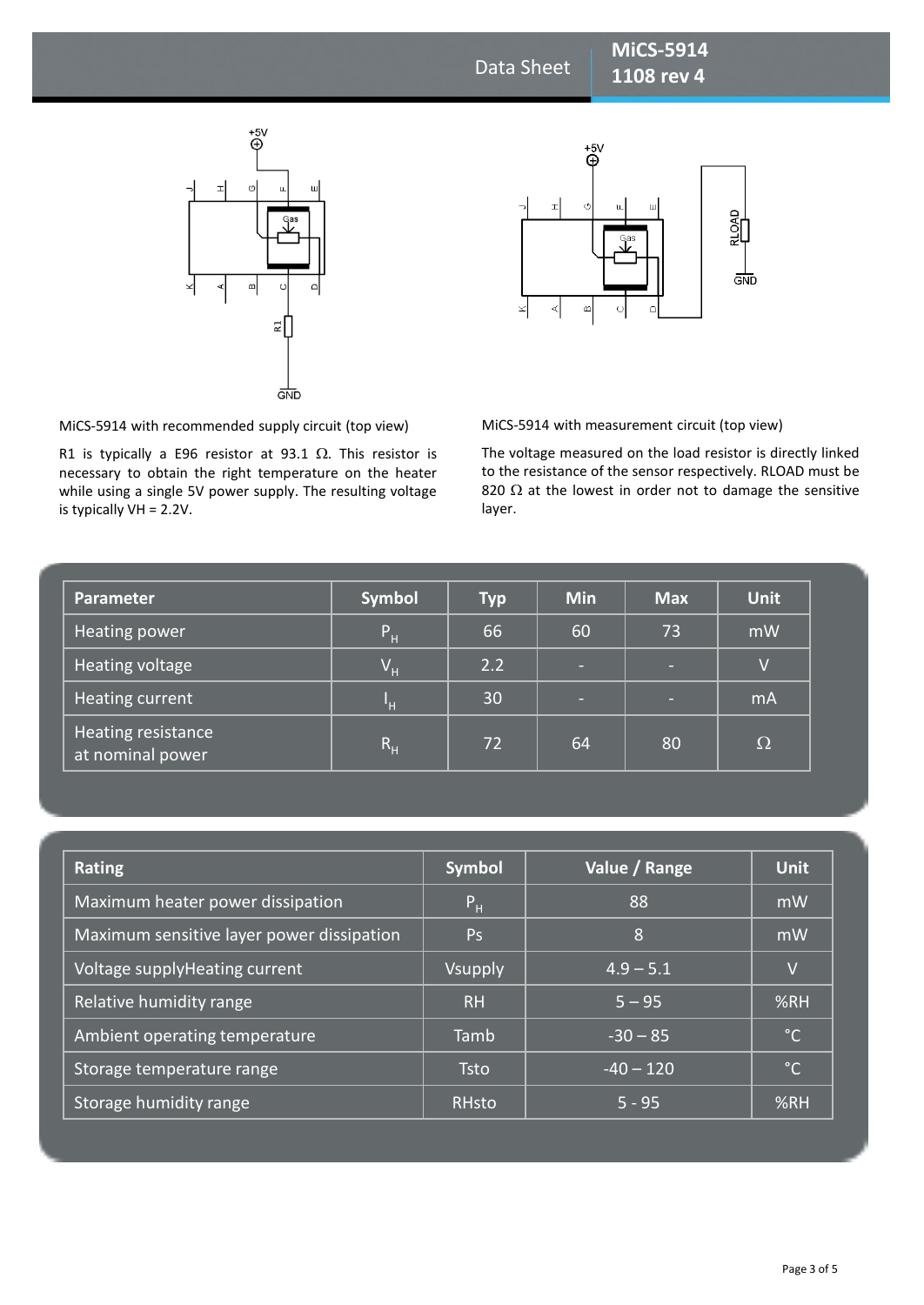MiCS-5914 with recommended supply circuit (top view)

R1 is typically a E96 resistor at 93.1 Ω. This resistor is necessary to obtain the right temperature on the heater while using a single 5V power supply. The resulting voltage is typically VH = 2.2V.

MiCS-5914 with measurement circuit (top view)

The voltage measured on the load resistor is directly linked to the resistance of the sensor respectively. RLOAD must be 820 Ω at the lowest in order not to damage the sensitive layer.

| Parameter | Symbol | Typ | Min | Max | Unit |
|---|---|---|---|---|---|
| Heating power | $P_H$ | 66 | 60 | 73 | mW |
| Heating voltage | $V_H$ | 2.2 | - | - | V |
| Heating current | $I_H$ | 30 | - | - | mA |
| Heating resistance at nominal power | $R_H$ | 72 | 64 | 80 | Ω |

| Rating | Symbol | Value / Range | Unit |
|---|---|---|---|
| Maximum heater power dissipation | $P_H$ | 88 | mW |
| Maximum sensitive layer power dissipation | Ps | 8 | mW |
| Voltage supplyHeating current | Vsupply | 4.9 – 5.1 | V |
| Relative humidity range | RH | 5 – 95 | %RH |
| Ambient operating temperature | Tamb | -30 – 85 | °C |
| Storage temperature range | Tsto | -40 – 120 | °C |
| Storage humidity range | RHsto | 5 - 95 | %RH |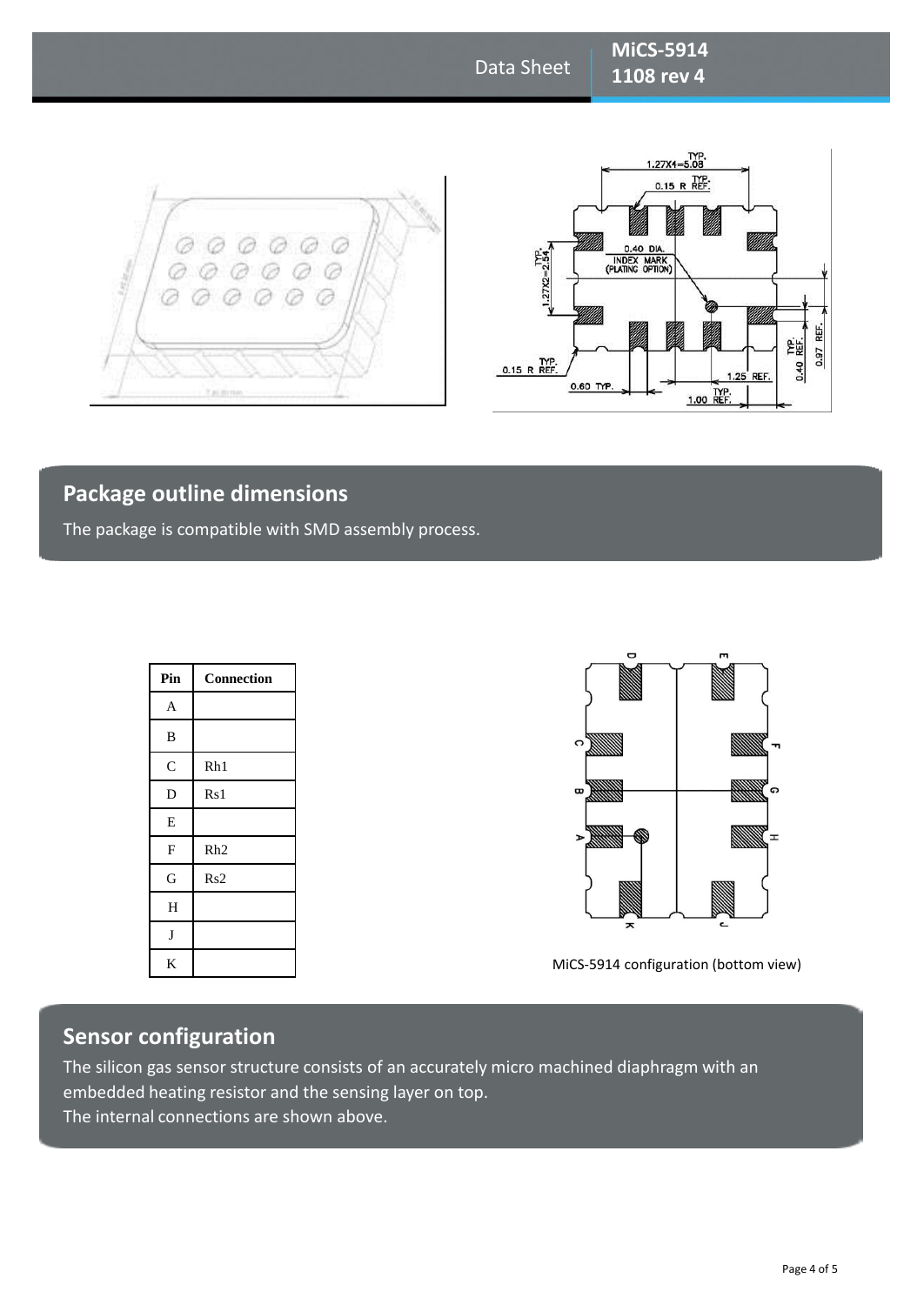## Package outline dimensions

The package is compatible with SMD assembly process.

| Pin | Connection |
|---|---|
| A | |
| B | |
| C | Rh1 |
| D | Rs1 |
| E | |
| F | Rh2 |
| G | Rs2 |
| H | |
| J | |
| K | |

MiCS-5914 configuration (bottom view)

## Sensor configuration

The silicon gas sensor structure consists of an accurately micro machined diaphragm with an embedded heating resistor and the sensing layer on top.
The internal connections are shown above.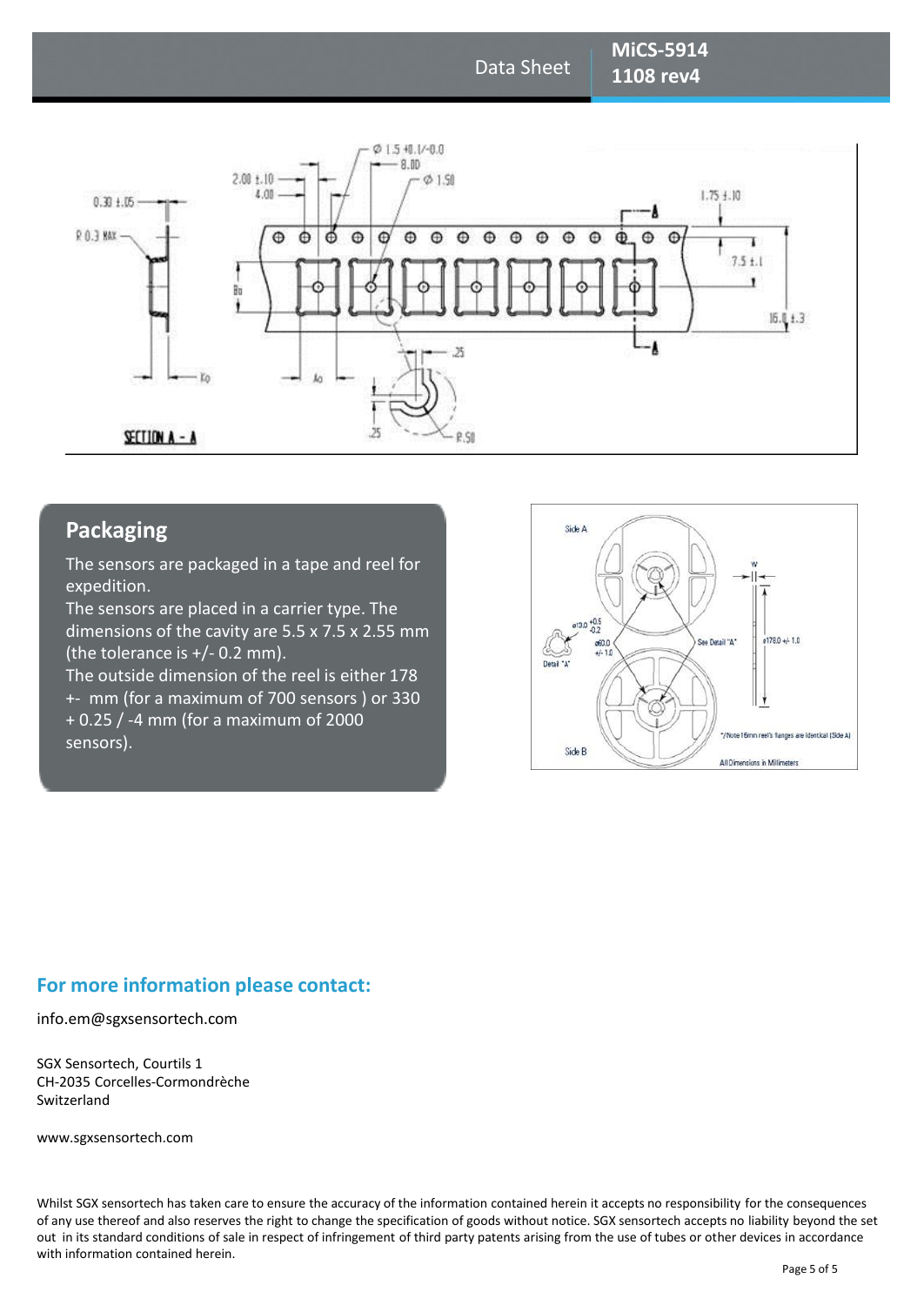## Packaging

The sensors are packaged in a tape and reel for expedition.
The sensors are placed in a carrier type. The dimensions of the cavity are 5.5 x 7.5 x 2.55 mm (the tolerance is +/- 0.2 mm).
The outside dimension of the reel is either 178 +- mm (for a maximum of 700 sensors ) or 330 + 0.25 / -4 mm (for a maximum of 2000 sensors).

## For more information please contact:

info.em@sgxsensortech.com

SGX Sensortech, Courtils 1
CH-2035 Corcelles-Cormondrèche
Switzerland

www.sgxsensortech.com

Whilst SGX sensortech has taken care to ensure the accuracy of the information contained herein it accepts no responsibility for the consequences of any use thereof and also reserves the right to change the specification of goods without notice. SGX sensortech accepts no liability beyond the set out in its standard conditions of sale in respect of infringement of third party patents arising from the use of tubes or other devices in accordance with information contained herein.